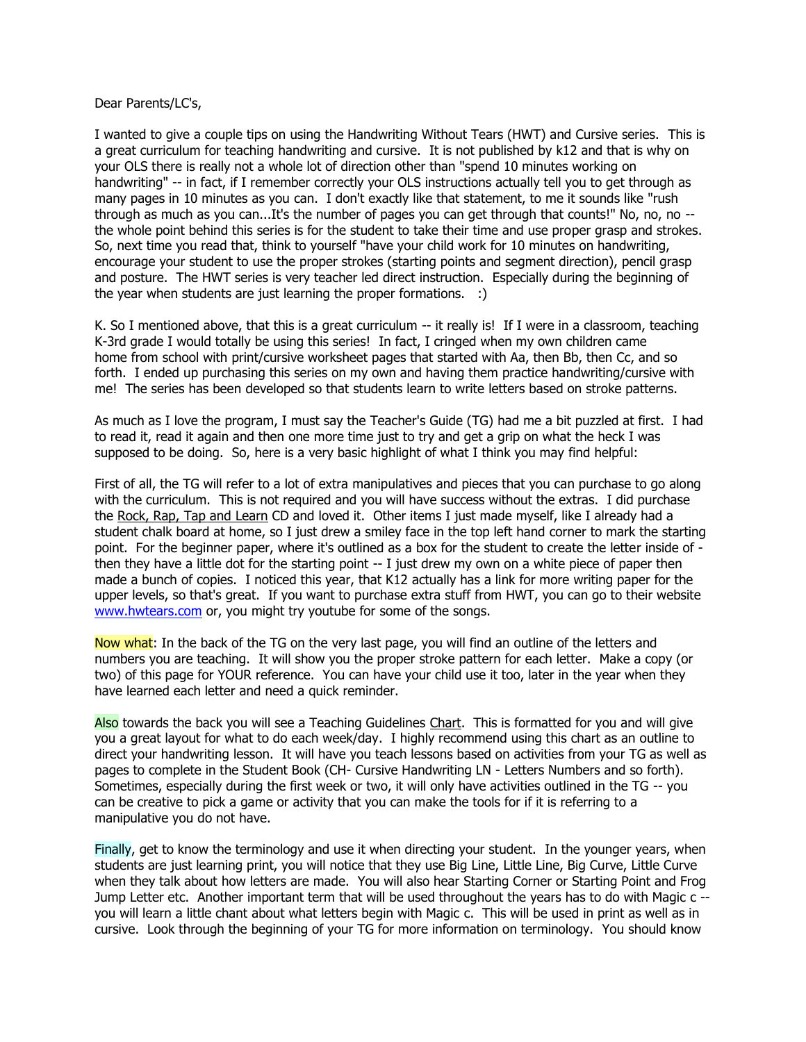Dear Parents/LC's,

I wanted to give a couple tips on using the Handwriting Without Tears (HWT) and Cursive series. This is a great curriculum for teaching handwriting and cursive. It is not published by k12 and that is why on your OLS there is really not a whole lot of direction other than "spend 10 minutes working on handwriting" -- in fact, if I remember correctly your OLS instructions actually tell you to get through as many pages in 10 minutes as you can. I don't exactly like that statement, to me it sounds like "rush through as much as you can...It's the number of pages you can get through that counts!" No, no, no -- the whole point behind this series is for the student to take their time and use proper grasp and strokes. So, next time you read that, think to yourself "have your child work for 10 minutes on handwriting, encourage your student to use the proper strokes (starting points and segment direction), pencil grasp and posture. The HWT series is very teacher led direct instruction. Especially during the beginning of the year when students are just learning the proper formations. :)

K. So I mentioned above, that this is a great curriculum -- it really is! If I were in a classroom, teaching K-3rd grade I would totally be using this series! In fact, I cringed when my own children came home from school with print/cursive worksheet pages that started with Aa, then Bb, then Cc, and so forth. I ended up purchasing this series on my own and having them practice handwriting/cursive with me! The series has been developed so that students learn to write letters based on stroke patterns.

As much as I love the program, I must say the Teacher's Guide (TG) had me a bit puzzled at first. I had to read it, read it again and then one more time just to try and get a grip on what the heck I was supposed to be doing. So, here is a very basic highlight of what I think you may find helpful:

First of all, the TG will refer to a lot of extra manipulatives and pieces that you can purchase to go along with the curriculum. This is not required and you will have success without the extras. I did purchase the Rock, Rap, Tap and Learn CD and loved it. Other items I just made myself, like I already had a student chalk board at home, so I just drew a smiley face in the top left hand corner to mark the starting point. For the beginner paper, where it's outlined as a box for the student to create the letter inside of - then they have a little dot for the starting point -- I just drew my own on a white piece of paper then made a bunch of copies. I noticed this year, that K12 actually has a link for more writing paper for the upper levels, so that's great. If you want to purchase extra stuff from HWT, you can go to their website [www.hwtears.com](http://www.hwtears.com) or, you might try youtube for some of the songs.

Now what: In the back of the TG on the very last page, you will find an outline of the letters and numbers you are teaching. It will show you the proper stroke pattern for each letter. Make a copy (or two) of this page for YOUR reference. You can have your child use it too, later in the year when they have learned each letter and need a quick reminder.

Also towards the back you will see a Teaching Guidelines Chart. This is formatted for you and will give you a great layout for what to do each week/day. I highly recommend using this chart as an outline to direct your handwriting lesson. It will have you teach lessons based on activities from your TG as well as pages to complete in the Student Book (CH- Cursive Handwriting LN - Letters Numbers and so forth). Sometimes, especially during the first week or two, it will only have activities outlined in the TG -- you can be creative to pick a game or activity that you can make the tools for if it is referring to a manipulative you do not have.

Finally, get to know the terminology and use it when directing your student. In the younger years, when students are just learning print, you will notice that they use Big Line, Little Line, Big Curve, Little Curve when they talk about how letters are made. You will also hear Starting Corner or Starting Point and Frog Jump Letter etc. Another important term that will be used throughout the years has to do with Magic c -- you will learn a little chant about what letters begin with Magic c. This will be used in print as well as in cursive. Look through the beginning of your TG for more information on terminology. You should know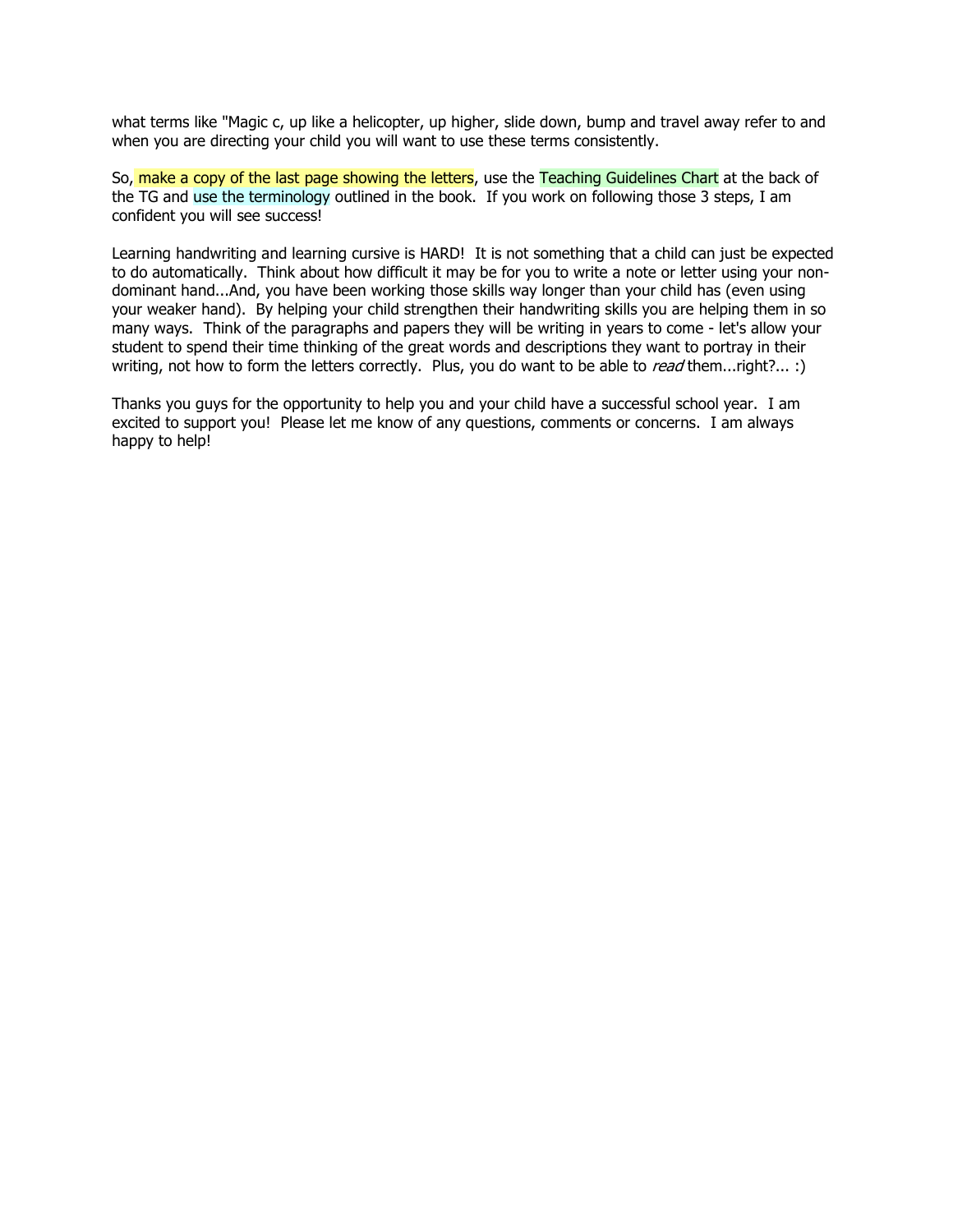what terms like "Magic c, up like a helicopter, up higher, slide down, bump and travel away refer to and when you are directing your child you will want to use these terms consistently.

So, make a copy of the last page showing the letters, use the Teaching Guidelines Chart at the back of the TG and use the terminology outlined in the book. If you work on following those 3 steps, I am confident you will see success!

Learning handwriting and learning cursive is HARD! It is not something that a child can just be expected to do automatically. Think about how difficult it may be for you to write a note or letter using your non-dominant hand...And, you have been working those skills way longer than your child has (even using your weaker hand). By helping your child strengthen their handwriting skills you are helping them in so many ways. Think of the paragraphs and papers they will be writing in years to come - let's allow your student to spend their time thinking of the great words and descriptions they want to portray in their writing, not how to form the letters correctly. Plus, you do want to be able to *read* them...right?... :)

Thanks you guys for the opportunity to help you and your child have a successful school year. I am excited to support you! Please let me know of any questions, comments or concerns. I am always happy to help!